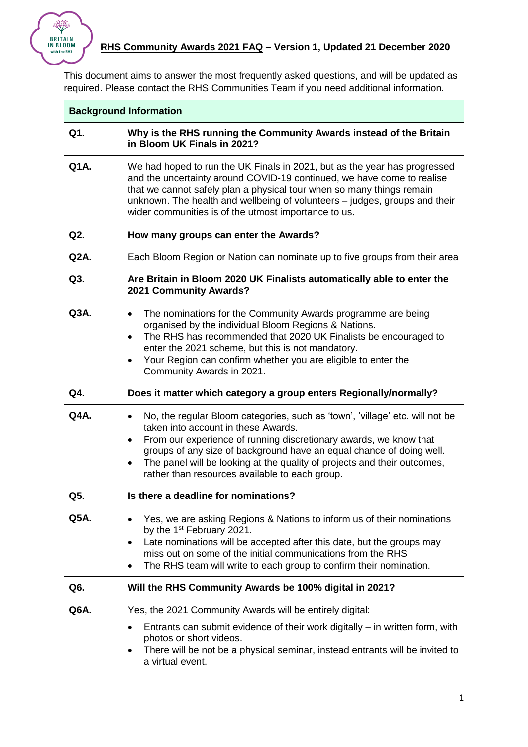# RHS Community Awards 2021 FAQ – Version 1, Updated 21 December 2020

This document aims to answer the most frequently asked questions, and will be updated as required. Please contact the RHS Communities Team if you need additional information.

| **Background Information** | |
|---|---|
| **Q1.** | **Why is the RHS running the Community Awards instead of the Britain in Bloom UK Finals in 2021?** |
| **Q1A.** | We had hoped to run the UK Finals in 2021, but as the year has progressed and the uncertainty around COVID-19 continued, we have come to realise that we cannot safely plan a physical tour when so many things remain unknown. The health and wellbeing of volunteers – judges, groups and their wider communities is of the utmost importance to us. |
| **Q2.** | **How many groups can enter the Awards?** |
| **Q2A.** | Each Bloom Region or Nation can nominate up to five groups from their area |
| **Q3.** | **Are Britain in Bloom 2020 UK Finalists automatically able to enter the 2021 Community Awards?** |
| **Q3A.** | • The nominations for the Community Awards programme are being organised by the individual Bloom Regions & Nations.<br>• The RHS has recommended that 2020 UK Finalists be encouraged to enter the 2021 scheme, but this is not mandatory.<br>• Your Region can confirm whether you are eligible to enter the Community Awards in 2021. |
| **Q4.** | **Does it matter which category a group enters Regionally/normally?** |
| **Q4A.** | • No, the regular Bloom categories, such as 'town', 'village' etc. will not be taken into account in these Awards.<br>• From our experience of running discretionary awards, we know that groups of any size of background have an equal chance of doing well.<br>• The panel will be looking at the quality of projects and their outcomes, rather than resources available to each group. |
| **Q5.** | **Is there a deadline for nominations?** |
| **Q5A.** | • Yes, we are asking Regions & Nations to inform us of their nominations by the 1st February 2021.<br>• Late nominations will be accepted after this date, but the groups may miss out on some of the initial communications from the RHS<br>• The RHS team will write to each group to confirm their nomination. |
| **Q6.** | **Will the RHS Community Awards be 100% digital in 2021?** |
| **Q6A.** | Yes, the 2021 Community Awards will be entirely digital:<br>• Entrants can submit evidence of their work digitally – in written form, with photos or short videos.<br>• There will be not be a physical seminar, instead entrants will be invited to a virtual event. |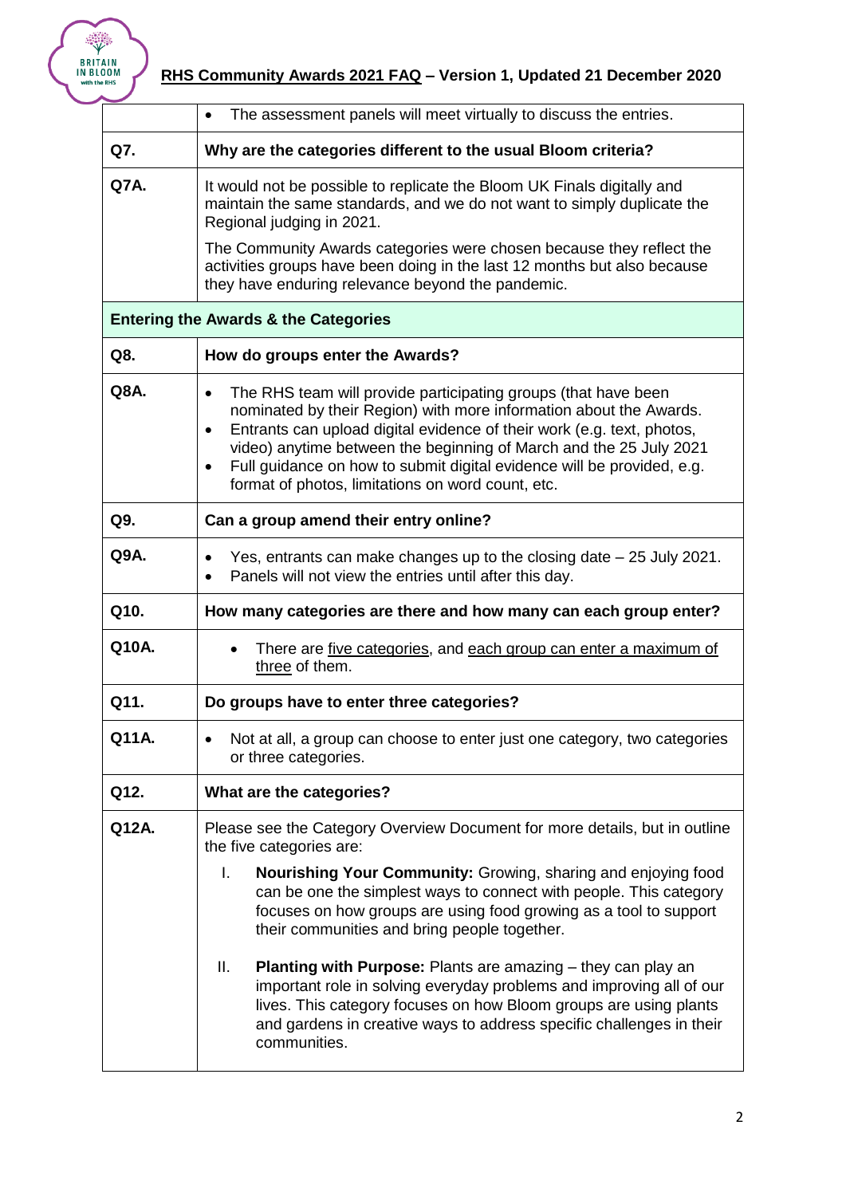|  |  |
| --- | --- |
|  | • The assessment panels will meet virtually to discuss the entries. |
| **Q7.** | **Why are the categories different to the usual Bloom criteria?** |
| **Q7A.** | It would not be possible to replicate the Bloom UK Finals digitally and maintain the same standards, and we do not want to simply duplicate the Regional judging in 2021.<br><br>The Community Awards categories were chosen because they reflect the activities groups have been doing in the last 12 months but also because they have enduring relevance beyond the pandemic. |
| **Entering the Awards & the Categories** | |
| **Q8.** | **How do groups enter the Awards?** |
| **Q8A.** | • The RHS team will provide participating groups (that have been nominated by their Region) with more information about the Awards.<br>• Entrants can upload digital evidence of their work (e.g. text, photos, video) anytime between the beginning of March and the 25 July 2021<br>• Full guidance on how to submit digital evidence will be provided, e.g. format of photos, limitations on word count, etc. |
| **Q9.** | **Can a group amend their entry online?** |
| **Q9A.** | • Yes, entrants can make changes up to the closing date – 25 July 2021.<br>• Panels will not view the entries until after this day. |
| **Q10.** | **How many categories are there and how many can each group enter?** |
| **Q10A.** | • There are five categories, and each group can enter a maximum of three of them. |
| **Q11.** | **Do groups have to enter three categories?** |
| **Q11A.** | • Not at all, a group can choose to enter just one category, two categories or three categories. |
| **Q12.** | **What are the categories?** |
| **Q12A.** | Please see the Category Overview Document for more details, but in outline the five categories are:<br><br>I. **Nourishing Your Community:** Growing, sharing and enjoying food can be one the simplest ways to connect with people. This category focuses on how groups are using food growing as a tool to support their communities and bring people together.<br><br>II. **Planting with Purpose:** Plants are amazing – they can play an important role in solving everyday problems and improving all of our lives. This category focuses on how Bloom groups are using plants and gardens in creative ways to address specific challenges in their communities. |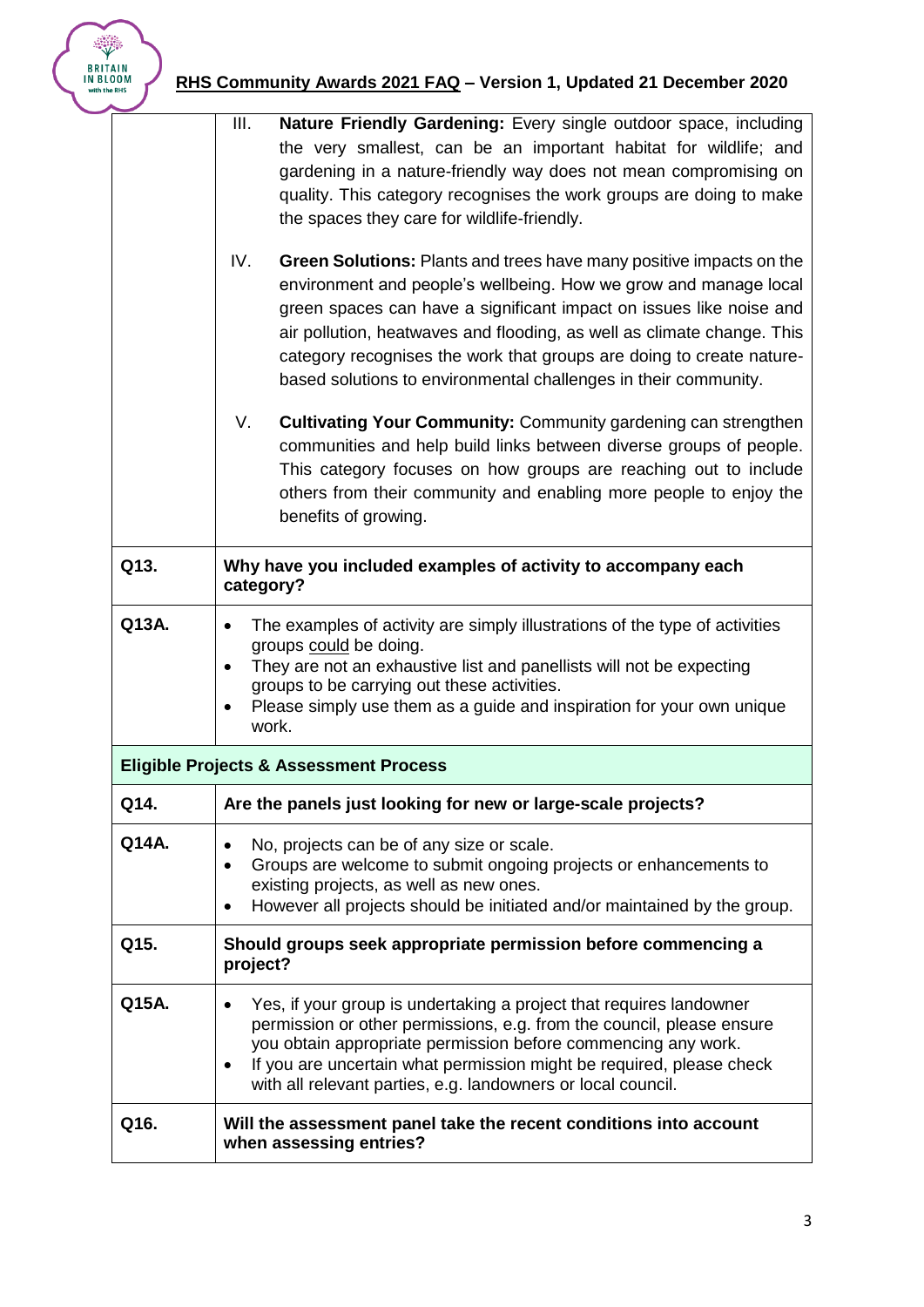| | |
|---|---|
| | III. **Nature Friendly Gardening:** Every single outdoor space, including the very smallest, can be an important habitat for wildlife; and gardening in a nature-friendly way does not mean compromising on quality. This category recognises the work groups are doing to make the spaces they care for wildlife-friendly.<br><br>IV. **Green Solutions:** Plants and trees have many positive impacts on the environment and people's wellbeing. How we grow and manage local green spaces can have a significant impact on issues like noise and air pollution, heatwaves and flooding, as well as climate change. This category recognises the work that groups are doing to create nature-based solutions to environmental challenges in their community.<br><br>V. **Cultivating Your Community:** Community gardening can strengthen communities and help build links between diverse groups of people. This category focuses on how groups are reaching out to include others from their community and enabling more people to enjoy the benefits of growing. |
| **Q13.** | **Why have you included examples of activity to accompany each category?** |
| **Q13A.** | • The examples of activity are simply illustrations of the type of activities groups could be doing.<br>• They are not an exhaustive list and panellists will not be expecting groups to be carrying out these activities.<br>• Please simply use them as a guide and inspiration for your own unique work. |
| **Eligible Projects & Assessment Process** | |
| **Q14.** | **Are the panels just looking for new or large-scale projects?** |
| **Q14A.** | • No, projects can be of any size or scale.<br>• Groups are welcome to submit ongoing projects or enhancements to existing projects, as well as new ones.<br>• However all projects should be initiated and/or maintained by the group. |
| **Q15.** | **Should groups seek appropriate permission before commencing a project?** |
| **Q15A.** | • Yes, if your group is undertaking a project that requires landowner permission or other permissions, e.g. from the council, please ensure you obtain appropriate permission before commencing any work.<br>• If you are uncertain what permission might be required, please check with all relevant parties, e.g. landowners or local council. |
| **Q16.** | **Will the assessment panel take the recent conditions into account when assessing entries?** |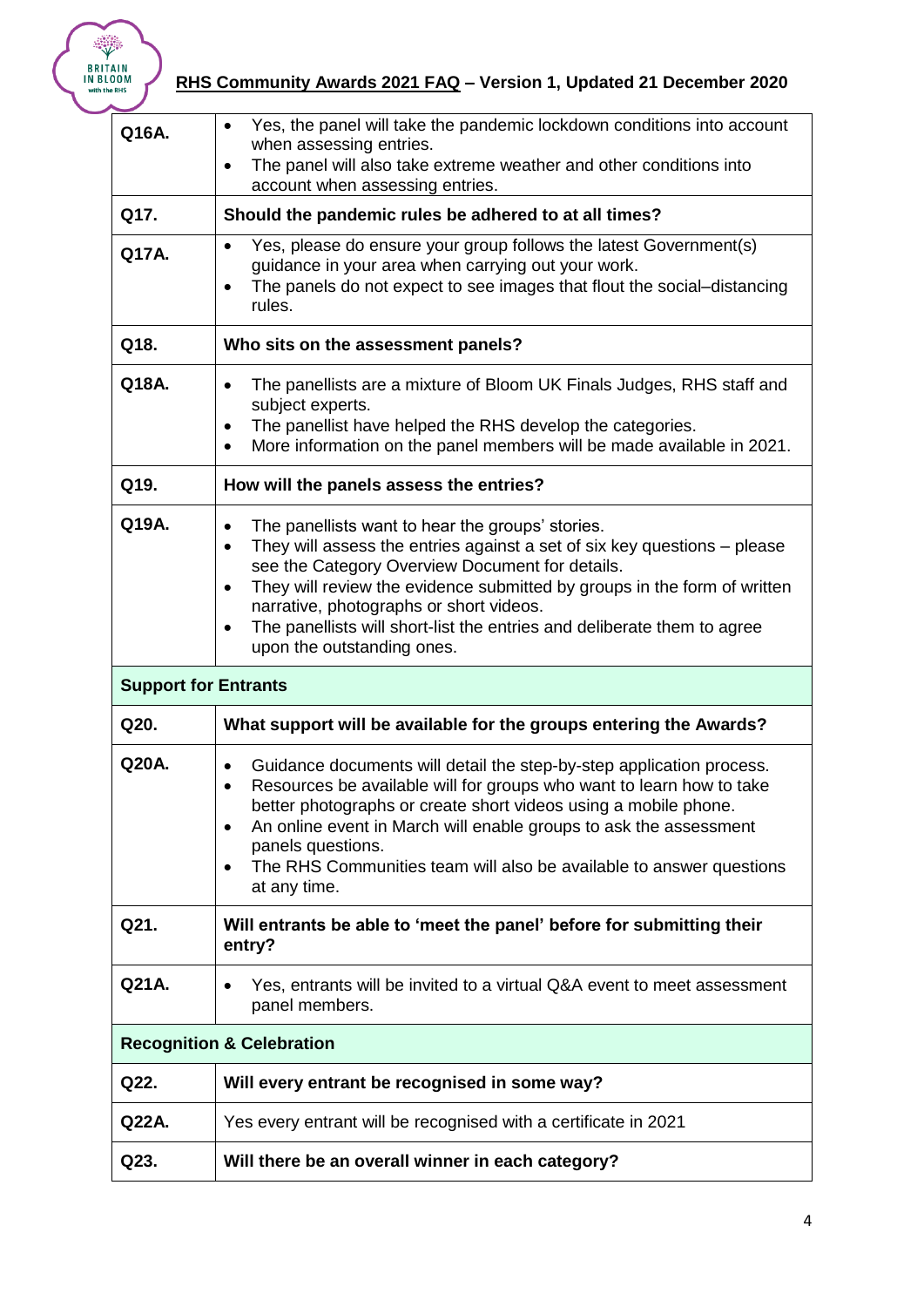| | |
|---|---|
| Q16A. | • Yes, the panel will take the pandemic lockdown conditions into account when assessing entries.<br>• The panel will also take extreme weather and other conditions into account when assessing entries. |
| Q17. | **Should the pandemic rules be adhered to at all times?** |
| Q17A. | • Yes, please do ensure your group follows the latest Government(s) guidance in your area when carrying out your work.<br>• The panels do not expect to see images that flout the social–distancing rules. |
| Q18. | **Who sits on the assessment panels?** |
| Q18A. | • The panellists are a mixture of Bloom UK Finals Judges, RHS staff and subject experts.<br>• The panellist have helped the RHS develop the categories.<br>• More information on the panel members will be made available in 2021. |
| Q19. | **How will the panels assess the entries?** |
| Q19A. | • The panellists want to hear the groups' stories.<br>• They will assess the entries against a set of six key questions – please see the Category Overview Document for details.<br>• They will review the evidence submitted by groups in the form of written narrative, photographs or short videos.<br>• The panellists will short-list the entries and deliberate them to agree upon the outstanding ones. |
| **Support for Entrants** | |
| Q20. | **What support will be available for the groups entering the Awards?** |
| Q20A. | • Guidance documents will detail the step-by-step application process.<br>• Resources be available will for groups who want to learn how to take better photographs or create short videos using a mobile phone.<br>• An online event in March will enable groups to ask the assessment panels questions.<br>• The RHS Communities team will also be available to answer questions at any time. |
| Q21. | **Will entrants be able to 'meet the panel' before for submitting their entry?** |
| Q21A. | • Yes, entrants will be invited to a virtual Q&A event to meet assessment panel members. |
| **Recognition & Celebration** | |
| Q22. | **Will every entrant be recognised in some way?** |
| Q22A. | Yes every entrant will be recognised with a certificate in 2021 |
| Q23. | **Will there be an overall winner in each category?** |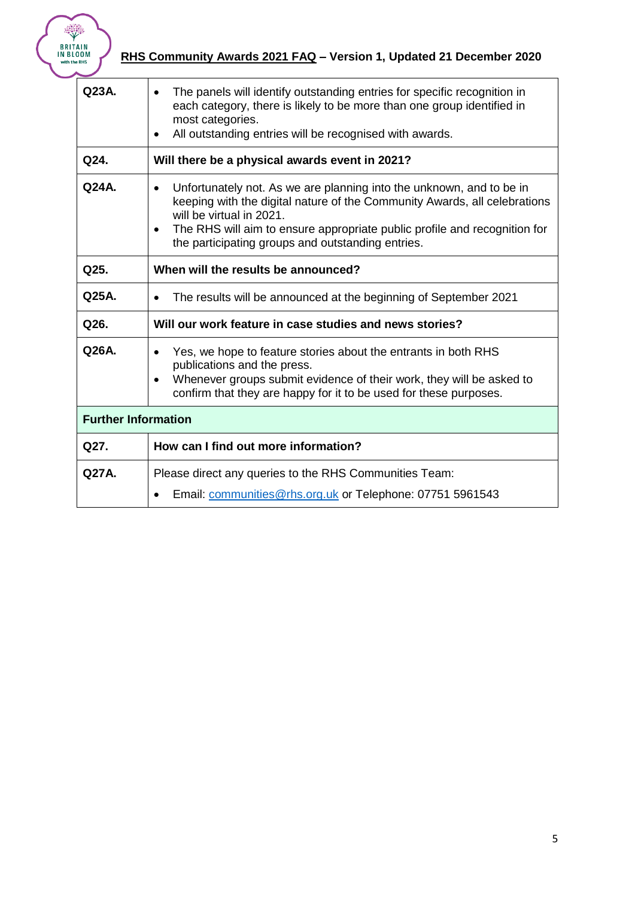| | |
|---|---|
| **Q23A.** | • The panels will identify outstanding entries for specific recognition in each category, there is likely to be more than one group identified in most categories.<br>• All outstanding entries will be recognised with awards. |
| **Q24.** | **Will there be a physical awards event in 2021?** |
| **Q24A.** | • Unfortunately not. As we are planning into the unknown, and to be in keeping with the digital nature of the Community Awards, all celebrations will be virtual in 2021.<br>• The RHS will aim to ensure appropriate public profile and recognition for the participating groups and outstanding entries. |
| **Q25.** | **When will the results be announced?** |
| **Q25A.** | • The results will be announced at the beginning of September 2021 |
| **Q26.** | **Will our work feature in case studies and news stories?** |
| **Q26A.** | • Yes, we hope to feature stories about the entrants in both RHS publications and the press.<br>• Whenever groups submit evidence of their work, they will be asked to confirm that they are happy for it to be used for these purposes. |
| **Further Information** | |
| **Q27.** | **How can I find out more information?** |
| **Q27A.** | Please direct any queries to the RHS Communities Team:<br>• Email: communities@rhs.org.uk or Telephone: 07751 5961543 |